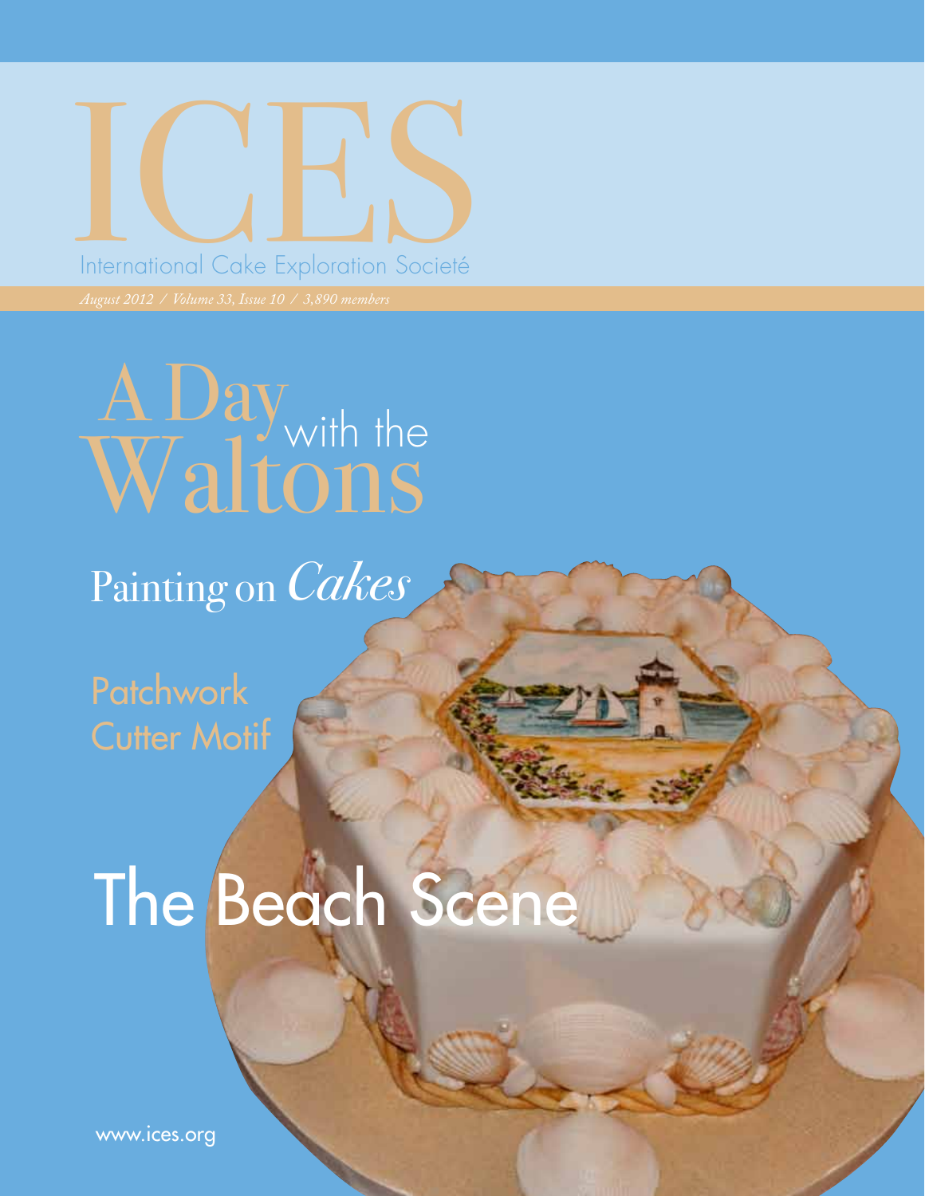# ICES

International Cake Exploration Societé

*August 2012 / Volume 33, Issue 10 / 3,890 members*

## A Day with the Waltons

## Painting on *Cakes*

## Patchwork Cutter Motif

## The Beach Scene

www.ices.org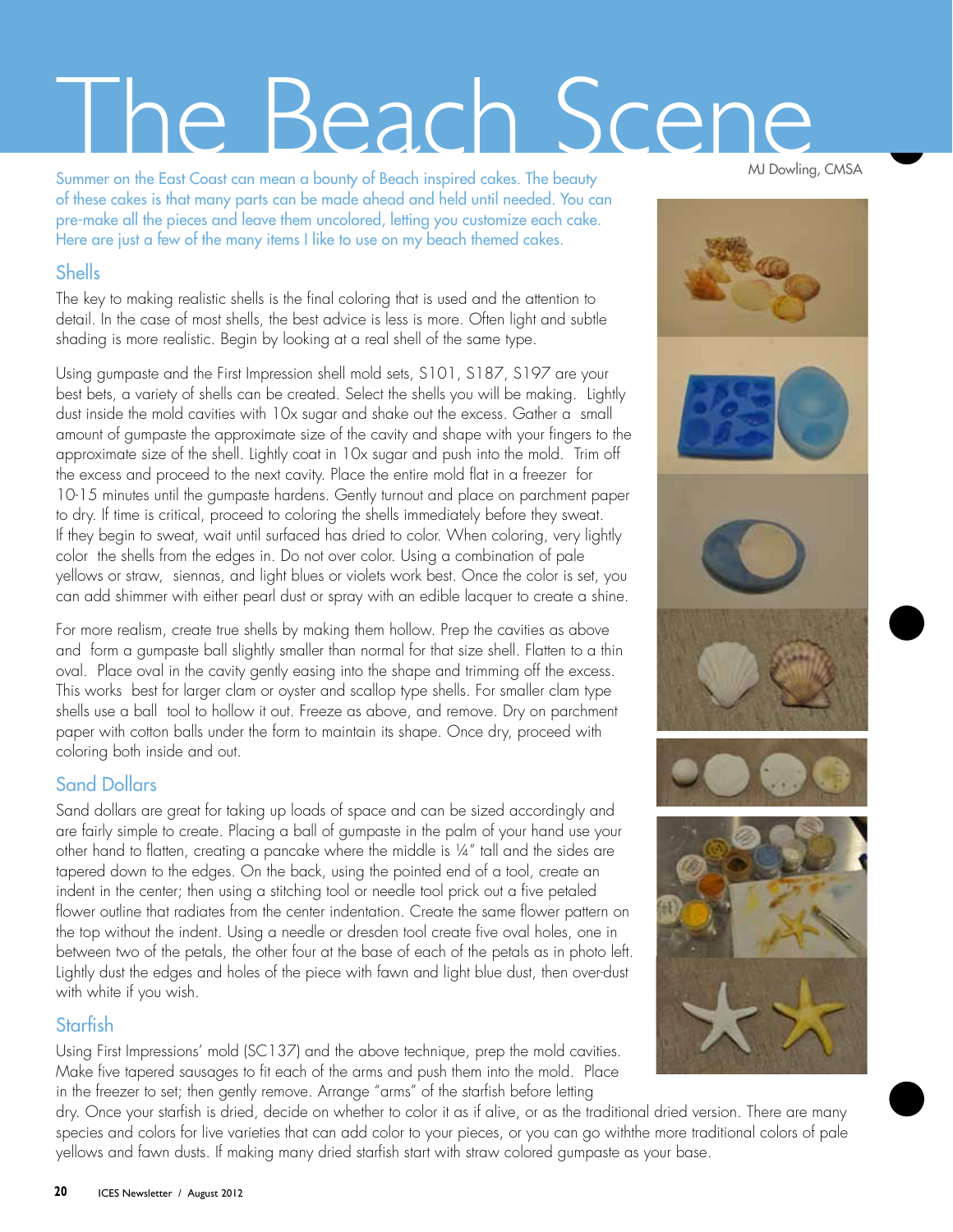# The Beach Scene

MJ Dowling, CMSA

Summer on the East Coast can mean a bounty of Beach inspired cakes. The beauty of these cakes is that many parts can be made ahead and held until needed. You can pre-make all the pieces and leave them uncolored, letting you customize each cake. Here are just a few of the many items I like to use on my beach themed cakes.

## Shells

The key to making realistic shells is the final coloring that is used and the attention to detail. In the case of most shells, the best advice is less is more. Often light and subtle shading is more realistic. Begin by looking at a real shell of the same type.

Using gumpaste and the First Impression shell mold sets, S101, S187, S197 are your best bets, a variety of shells can be created. Select the shells you will be making. Lightly dust inside the mold cavities with 10x sugar and shake out the excess. Gather a small amount of gumpaste the approximate size of the cavity and shape with your fingers to the approximate size of the shell. Lightly coat in 10x sugar and push into the mold. Trim off the excess and proceed to the next cavity. Place the entire mold flat in a freezer for 10-15 minutes until the gumpaste hardens. Gently turnout and place on parchment paper to dry. If time is critical, proceed to coloring the shells immediately before they sweat. If they begin to sweat, wait until surfaced has dried to color. When coloring, very lightly color the shells from the edges in. Do not over color. Using a combination of pale yellows or straw, siennas, and light blues or violets work best. Once the color is set, you can add shimmer with either pearl dust or spray with an edible lacquer to create a shine.

For more realism, create true shells by making them hollow. Prep the cavities as above and form a gumpaste ball slightly smaller than normal for that size shell. Flatten to a thin oval. Place oval in the cavity gently easing into the shape and trimming off the excess. This works best for larger clam or oyster and scallop type shells. For smaller clam type shells use a ball tool to hollow it out. Freeze as above, and remove. Dry on parchment paper with cotton balls under the form to maintain its shape. Once dry, proceed with coloring both inside and out.

## Sand Dollars

Sand dollars are great for taking up loads of space and can be sized accordingly and are fairly simple to create. Placing a ball of gumpaste in the palm of your hand use your other hand to flatten, creating a pancake where the middle is ¼" tall and the sides are tapered down to the edges. On the back, using the pointed end of a tool, create an indent in the center; then using a stitching tool or needle tool prick out a five petaled flower outline that radiates from the center indentation. Create the same flower pattern on the top without the indent. Using a needle or dresden tool create five oval holes, one in between two of the petals, the other four at the base of each of the petals as in photo left. Lightly dust the edges and holes of the piece with fawn and light blue dust, then over-dust with white if you wish.

## Starfish

Using First Impressions' mold (SC137) and the above technique, prep the mold cavities. Make five tapered sausages to fit each of the arms and push them into the mold. Place in the freezer to set; then gently remove. Arrange "arms" of the starfish before letting dry. Once your starfish is dried, decide on whether to color it as if alive, or as the traditional dried version. There are many species and colors for live varieties that can add color to your pieces, or you can go withthe more traditional colors of pale yellows and fawn dusts. If making many dried starfish start with straw colored gumpaste as your base.